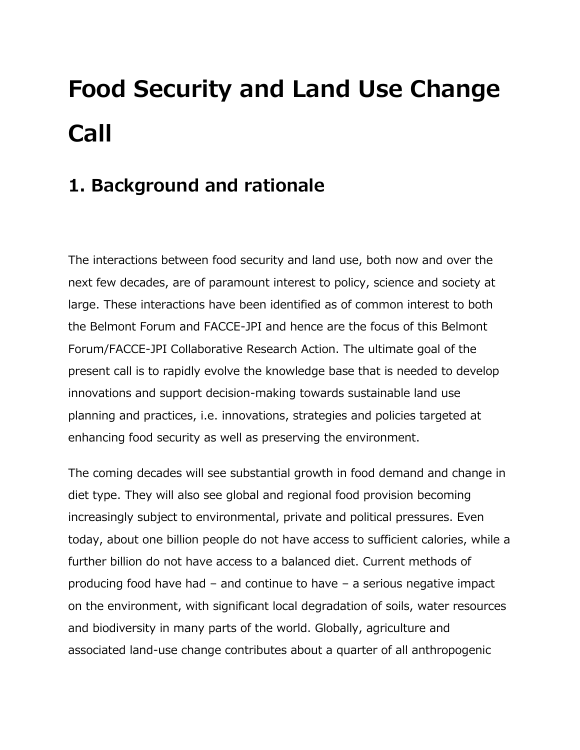# Food Security and Land Use Change Call

## 1. Background and rationale

The interactions between food security and land use, both now and over the next few decades, are of paramount interest to policy, science and society at large. These interactions have been identified as of common interest to both the Belmont Forum and FACCE-JPI and hence are the focus of this Belmont Forum/FACCE-JPI Collaborative Research Action. The ultimate goal of the present call is to rapidly evolve the knowledge base that is needed to develop innovations and support decision-making towards sustainable land use planning and practices, i.e. innovations, strategies and policies targeted at enhancing food security as well as preserving the environment.

The coming decades will see substantial growth in food demand and change in diet type. They will also see global and regional food provision becoming increasingly subject to environmental, private and political pressures. Even today, about one billion people do not have access to sufficient calories, while a further billion do not have access to a balanced diet. Current methods of producing food have had – and continue to have – a serious negative impact on the environment, with significant local degradation of soils, water resources and biodiversity in many parts of the world. Globally, agriculture and associated land-use change contributes about a quarter of all anthropogenic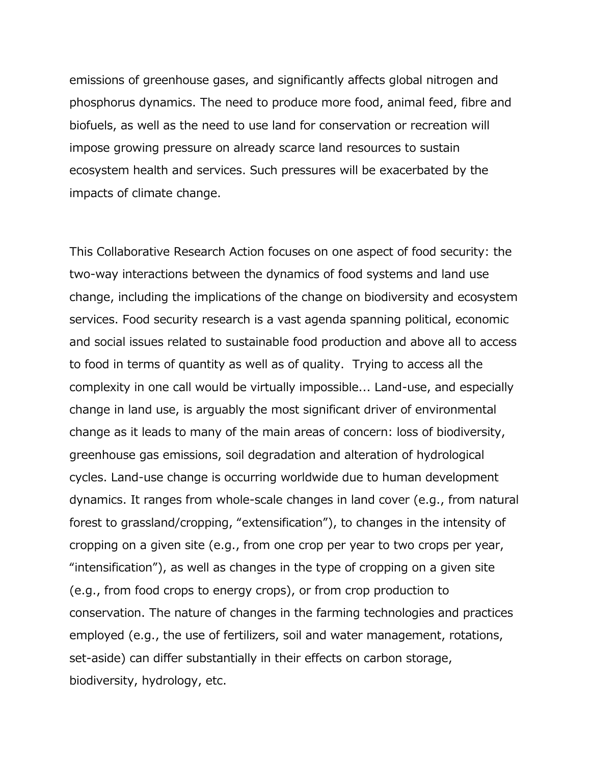emissions of greenhouse gases, and significantly affects global nitrogen and phosphorus dynamics. The need to produce more food, animal feed, fibre and biofuels, as well as the need to use land for conservation or recreation will impose growing pressure on already scarce land resources to sustain ecosystem health and services. Such pressures will be exacerbated by the impacts of climate change.

This Collaborative Research Action focuses on one aspect of food security: the two-way interactions between the dynamics of food systems and land use change, including the implications of the change on biodiversity and ecosystem services. Food security research is a vast agenda spanning political, economic and social issues related to sustainable food production and above all to access to food in terms of quantity as well as of quality.  Trying to access all the complexity in one call would be virtually impossible... Land-use, and especially change in land use, is arguably the most significant driver of environmental change as it leads to many of the main areas of concern: loss of biodiversity, greenhouse gas emissions, soil degradation and alteration of hydrological cycles. Land-use change is occurring worldwide due to human development dynamics. It ranges from whole-scale changes in land cover (e.g., from natural forest to grassland/cropping, "extensification"), to changes in the intensity of cropping on a given site (e.g., from one crop per year to two crops per year, "intensification"), as well as changes in the type of cropping on a given site (e.g., from food crops to energy crops), or from crop production to conservation. The nature of changes in the farming technologies and practices employed (e.g., the use of fertilizers, soil and water management, rotations, set-aside) can differ substantially in their effects on carbon storage, biodiversity, hydrology, etc.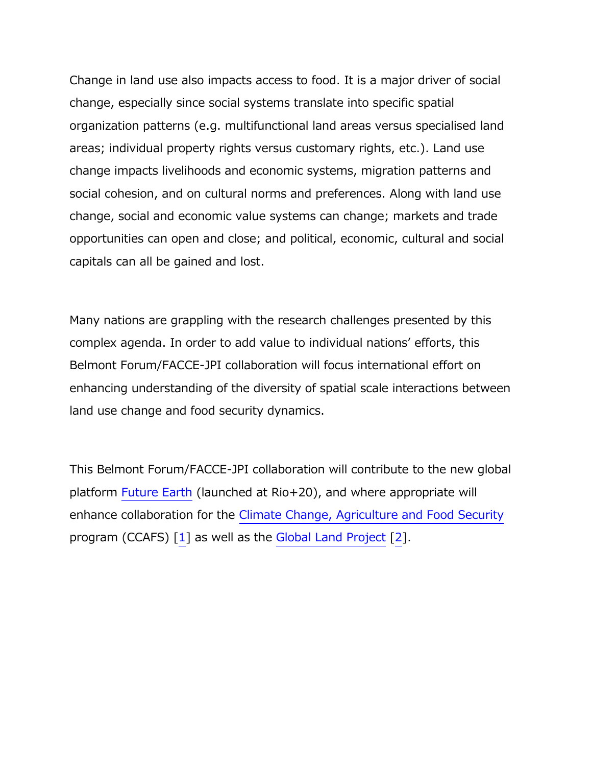Change in land use also impacts access to food. It is a major driver of social change, especially since social systems translate into specific spatial organization patterns (e.g. multifunctional land areas versus specialised land areas; individual property rights versus customary rights, etc.). Land use change impacts livelihoods and economic systems, migration patterns and social cohesion, and on cultural norms and preferences. Along with land use change, social and economic value systems can change; markets and trade opportunities can open and close; and political, economic, cultural and social capitals can all be gained and lost.

Many nations are grappling with the research challenges presented by this complex agenda. In order to add value to individual nations' efforts, this Belmont Forum/FACCE-JPI collaboration will focus international effort on enhancing understanding of the diversity of spatial scale interactions between land use change and food security dynamics.

This Belmont Forum/FACCE-JPI collaboration will contribute to the new global platform Future Earth (launched at Rio+20), and where appropriate will enhance collaboration for the Climate Change, Agriculture and Food Security program (CCAFS) [1] as well as the Global Land Project [2].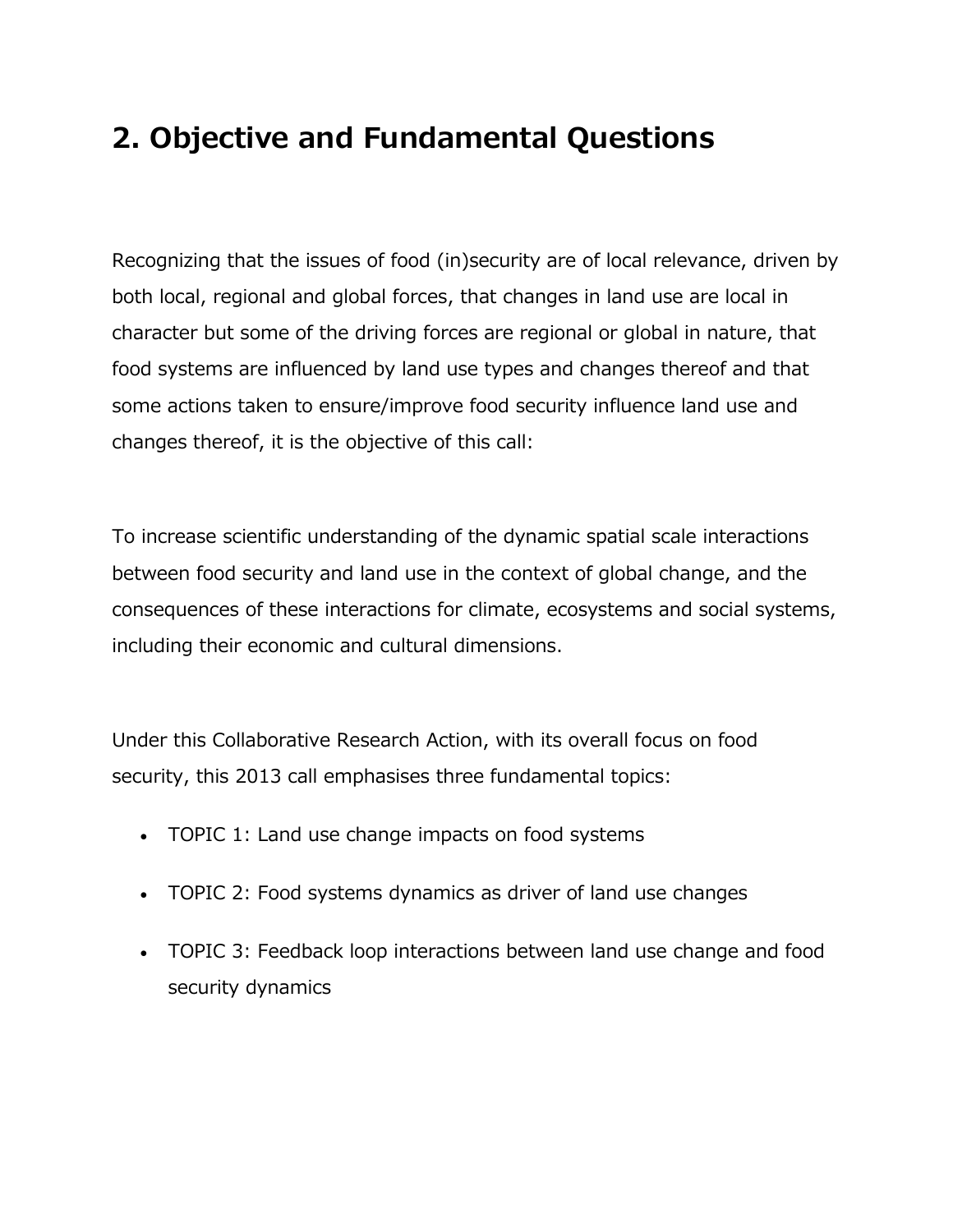## 2. Objective and Fundamental Questions

Recognizing that the issues of food (in)security are of local relevance, driven by both local, regional and global forces, that changes in land use are local in character but some of the driving forces are regional or global in nature, that food systems are influenced by land use types and changes thereof and that some actions taken to ensure/improve food security influence land use and changes thereof, it is the objective of this call:

To increase scientific understanding of the dynamic spatial scale interactions between food security and land use in the context of global change, and the consequences of these interactions for climate, ecosystems and social systems, including their economic and cultural dimensions.

Under this Collaborative Research Action, with its overall focus on food security, this 2013 call emphasises three fundamental topics:

- TOPIC 1: Land use change impacts on food systems
- TOPIC 2: Food systems dynamics as driver of land use changes
- TOPIC 3: Feedback loop interactions between land use change and food security dynamics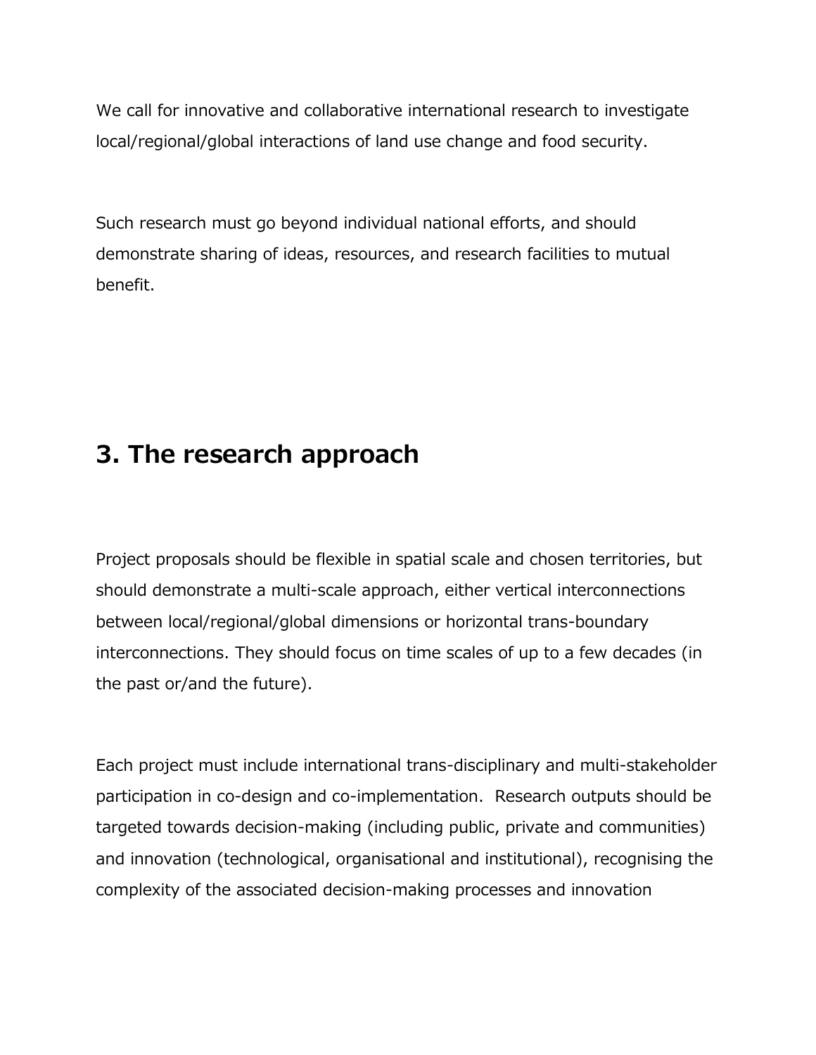We call for innovative and collaborative international research to investigate local/regional/global interactions of land use change and food security.

Such research must go beyond individual national efforts, and should demonstrate sharing of ideas, resources, and research facilities to mutual benefit.

## 3. The research approach

Project proposals should be flexible in spatial scale and chosen territories, but should demonstrate a multi-scale approach, either vertical interconnections between local/regional/global dimensions or horizontal trans-boundary interconnections. They should focus on time scales of up to a few decades (in the past or/and the future).

Each project must include international trans-disciplinary and multi-stakeholder participation in co-design and co-implementation. Research outputs should be targeted towards decision-making (including public, private and communities) and innovation (technological, organisational and institutional), recognising the complexity of the associated decision-making processes and innovation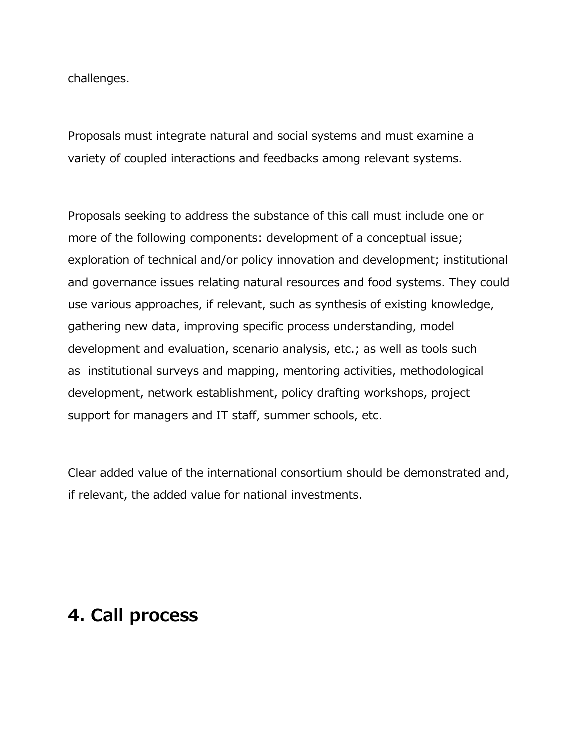challenges.

Proposals must integrate natural and social systems and must examine a variety of coupled interactions and feedbacks among relevant systems.

Proposals seeking to address the substance of this call must include one or more of the following components: development of a conceptual issue; exploration of technical and/or policy innovation and development; institutional and governance issues relating natural resources and food systems. They could use various approaches, if relevant, such as synthesis of existing knowledge, gathering new data, improving specific process understanding, model development and evaluation, scenario analysis, etc.; as well as tools such as institutional surveys and mapping, mentoring activities, methodological development, network establishment, policy drafting workshops, project support for managers and IT staff, summer schools, etc.

Clear added value of the international consortium should be demonstrated and, if relevant, the added value for national investments.

## 4. Call process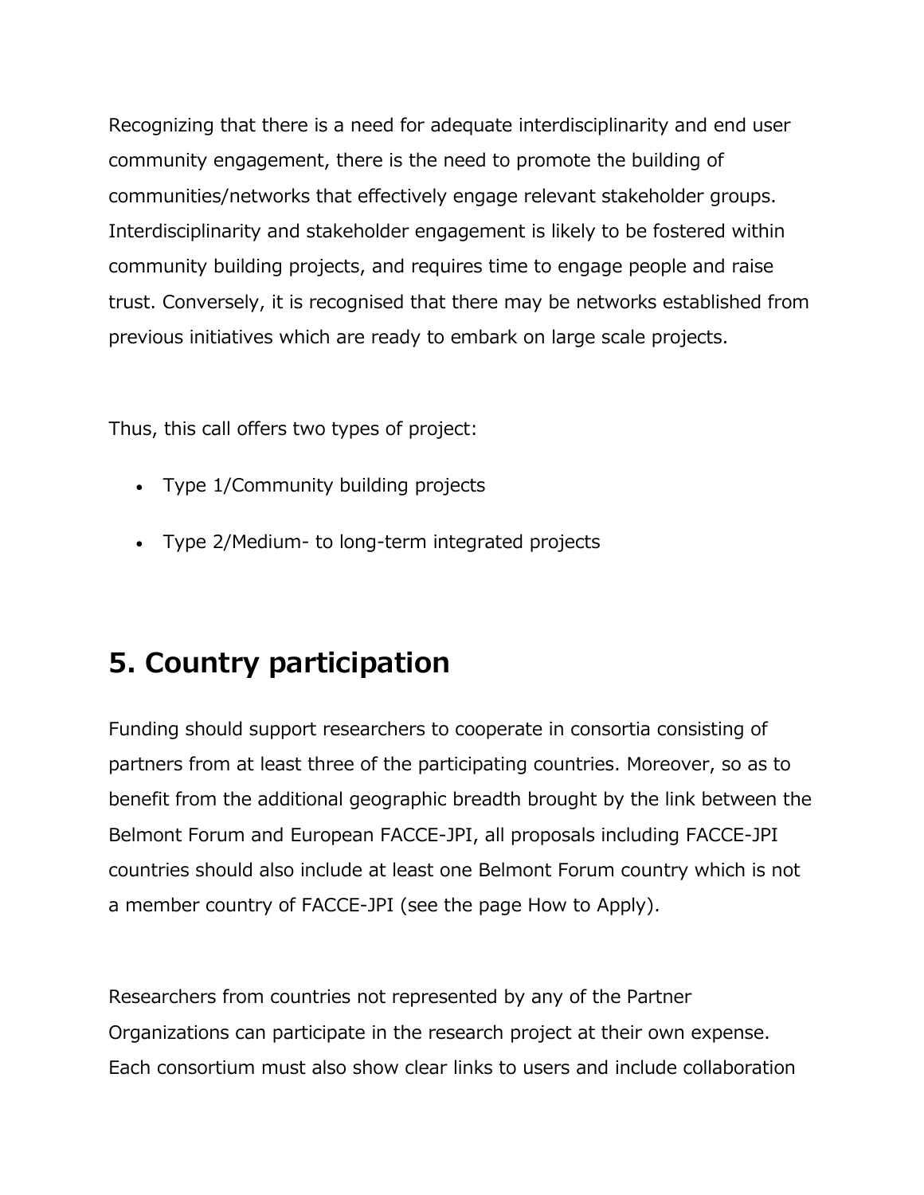Recognizing that there is a need for adequate interdisciplinarity and end user community engagement, there is the need to promote the building of communities/networks that effectively engage relevant stakeholder groups. Interdisciplinarity and stakeholder engagement is likely to be fostered within community building projects, and requires time to engage people and raise trust. Conversely, it is recognised that there may be networks established from previous initiatives which are ready to embark on large scale projects.

Thus, this call offers two types of project:

- Type 1/Community building projects
- Type 2/Medium- to long-term integrated projects

## 5. Country participation

Funding should support researchers to cooperate in consortia consisting of partners from at least three of the participating countries. Moreover, so as to benefit from the additional geographic breadth brought by the link between the Belmont Forum and European FACCE-JPI, all proposals including FACCE-JPI countries should also include at least one Belmont Forum country which is not a member country of FACCE-JPI (see the page How to Apply).

Researchers from countries not represented by any of the Partner Organizations can participate in the research project at their own expense. Each consortium must also show clear links to users and include collaboration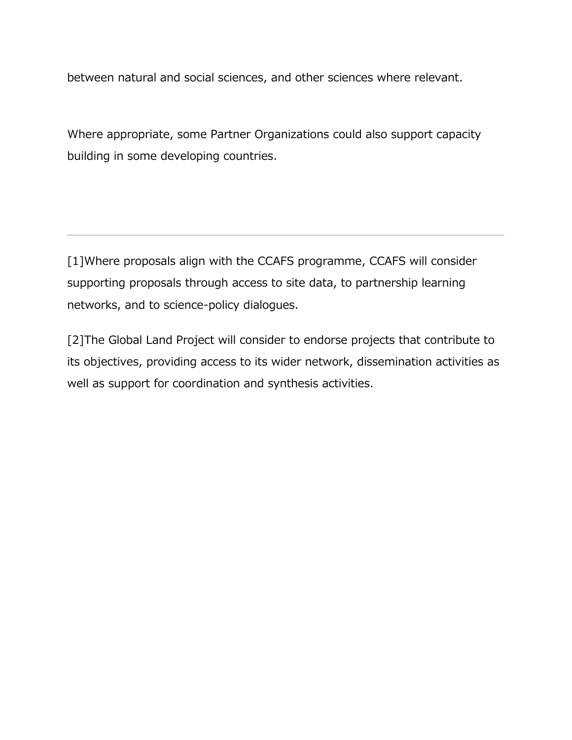between natural and social sciences, and other sciences where relevant.

Where appropriate, some Partner Organizations could also support capacity building in some developing countries.

---

[1]Where proposals align with the CCAFS programme, CCAFS will consider supporting proposals through access to site data, to partnership learning networks, and to science-policy dialogues.

[2]The Global Land Project will consider to endorse projects that contribute to its objectives, providing access to its wider network, dissemination activities as well as support for coordination and synthesis activities.